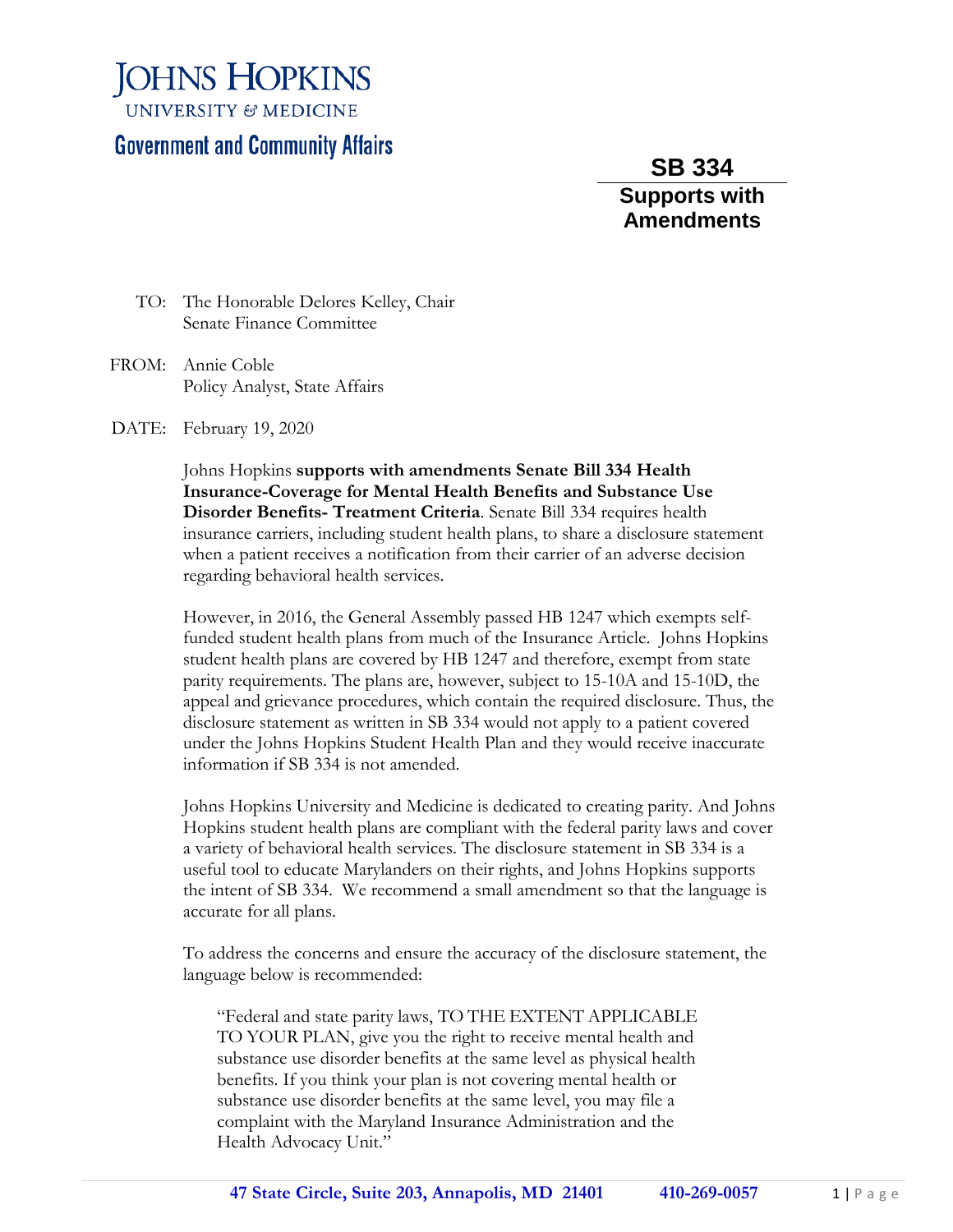# JOHNS HOPKINS
UNIVERSITY & MEDICINE

## Government and Community Affairs

**SB 334**

**Supports with Amendments**

TO: The Honorable Delores Kelley, Chair
Senate Finance Committee

FROM: Annie Coble
Policy Analyst, State Affairs

DATE: February 19, 2020

Johns Hopkins **supports with amendments Senate Bill 334 Health Insurance-Coverage for Mental Health Benefits and Substance Use Disorder Benefits- Treatment Criteria**. Senate Bill 334 requires health insurance carriers, including student health plans, to share a disclosure statement when a patient receives a notification from their carrier of an adverse decision regarding behavioral health services.

However, in 2016, the General Assembly passed HB 1247 which exempts self-funded student health plans from much of the Insurance Article. Johns Hopkins student health plans are covered by HB 1247 and therefore, exempt from state parity requirements. The plans are, however, subject to 15-10A and 15-10D, the appeal and grievance procedures, which contain the required disclosure. Thus, the disclosure statement as written in SB 334 would not apply to a patient covered under the Johns Hopkins Student Health Plan and they would receive inaccurate information if SB 334 is not amended.

Johns Hopkins University and Medicine is dedicated to creating parity. And Johns Hopkins student health plans are compliant with the federal parity laws and cover a variety of behavioral health services. The disclosure statement in SB 334 is a useful tool to educate Marylanders on their rights, and Johns Hopkins supports the intent of SB 334. We recommend a small amendment so that the language is accurate for all plans.

To address the concerns and ensure the accuracy of the disclosure statement, the language below is recommended:

> "Federal and state parity laws, TO THE EXTENT APPLICABLE TO YOUR PLAN, give you the right to receive mental health and substance use disorder benefits at the same level as physical health benefits. If you think your plan is not covering mental health or substance use disorder benefits at the same level, you may file a complaint with the Maryland Insurance Administration and the Health Advocacy Unit."

**47 State Circle, Suite 203, Annapolis, MD 21401 410-269-0057**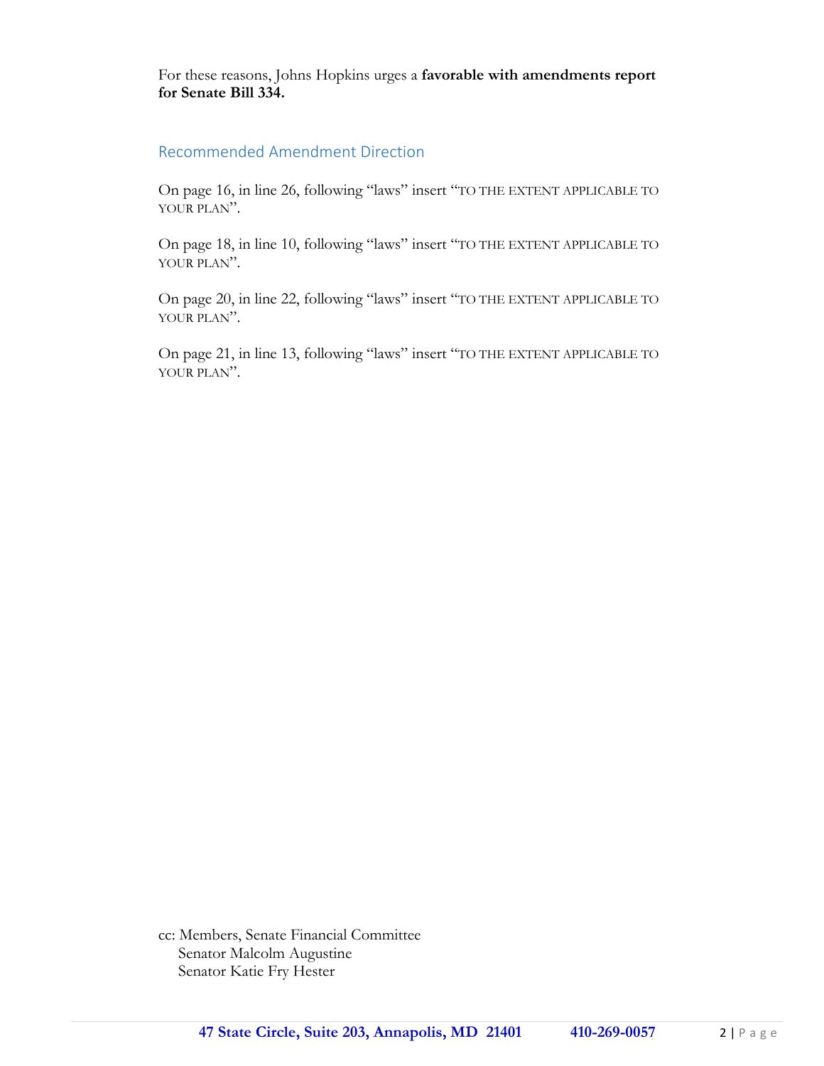For these reasons, Johns Hopkins urges a **favorable with amendments report for Senate Bill 334.**

## Recommended Amendment Direction

On page 16, in line 26, following "laws" insert "TO THE EXTENT APPLICABLE TO YOUR PLAN".

On page 18, in line 10, following "laws" insert "TO THE EXTENT APPLICABLE TO YOUR PLAN".

On page 20, in line 22, following "laws" insert "TO THE EXTENT APPLICABLE TO YOUR PLAN".

On page 21, in line 13, following "laws" insert "TO THE EXTENT APPLICABLE TO YOUR PLAN".

cc: Members, Senate Financial Committee
Senator Malcolm Augustine
Senator Katie Fry Hester

**47 State Circle, Suite 203, Annapolis, MD 21401 410-269-0057**